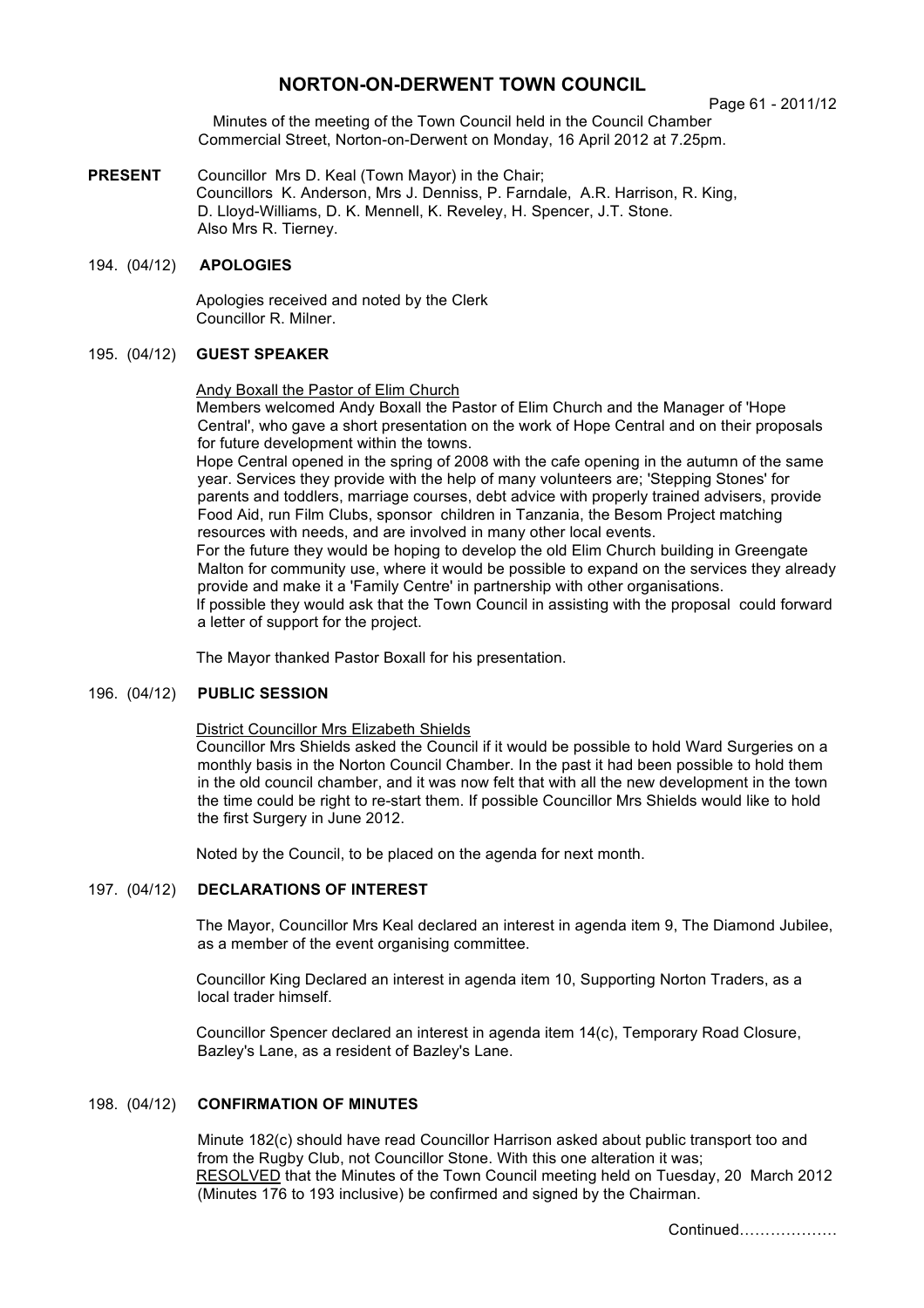# NORTON-ON-DERWENT TOWN COUNCIL

Page 61 - 2011/12

Minutes of the meeting of the Town Council held in the Council Chamber Commercial Street, Norton-on-Derwent on Monday, 16 April 2012 at 7.25pm.

**PRESENT** Councillor Mrs D. Keal (Town Mayor) in the Chair;
Councillors K. Anderson, Mrs J. Denniss, P. Farndale, A.R. Harrison, R. King, D. Lloyd-Williams, D. K. Mennell, K. Reveley, H. Spencer, J.T. Stone.
Also Mrs R. Tierney.

## 194. (04/12) APOLOGIES

Apologies received and noted by the Clerk
Councillor R. Milner.

## 195. (04/12) GUEST SPEAKER

Andy Boxall the Pastor of Elim Church

Members welcomed Andy Boxall the Pastor of Elim Church and the Manager of 'Hope Central', who gave a short presentation on the work of Hope Central and on their proposals for future development within the towns.

Hope Central opened in the spring of 2008 with the cafe opening in the autumn of the same year. Services they provide with the help of many volunteers are; 'Stepping Stones' for parents and toddlers, marriage courses, debt advice with properly trained advisers, provide Food Aid, run Film Clubs, sponsor children in Tanzania, the Besom Project matching resources with needs, and are involved in many other local events.

For the future they would be hoping to develop the old Elim Church building in Greengate Malton for community use, where it would be possible to expand on the services they already provide and make it a 'Family Centre' in partnership with other organisations.

If possible they would ask that the Town Council in assisting with the proposal could forward a letter of support for the project.

The Mayor thanked Pastor Boxall for his presentation.

## 196. (04/12) PUBLIC SESSION

District Councillor Mrs Elizabeth Shields

Councillor Mrs Shields asked the Council if it would be possible to hold Ward Surgeries on a monthly basis in the Norton Council Chamber. In the past it had been possible to hold them in the old council chamber, and it was now felt that with all the new development in the town the time could be right to re-start them. If possible Councillor Mrs Shields would like to hold the first Surgery in June 2012.

Noted by the Council, to be placed on the agenda for next month.

## 197. (04/12) DECLARATIONS OF INTEREST

The Mayor, Councillor Mrs Keal declared an interest in agenda item 9, The Diamond Jubilee, as a member of the event organising committee.

Councillor King Declared an interest in agenda item 10, Supporting Norton Traders, as a local trader himself.

Councillor Spencer declared an interest in agenda item 14(c), Temporary Road Closure, Bazley's Lane, as a resident of Bazley's Lane.

## 198. (04/12) CONFIRMATION OF MINUTES

Minute 182(c) should have read Councillor Harrison asked about public transport too and from the Rugby Club, not Councillor Stone. With this one alteration it was;
RESOLVED that the Minutes of the Town Council meeting held on Tuesday, 20 March 2012 (Minutes 176 to 193 inclusive) be confirmed and signed by the Chairman.

Continued……………….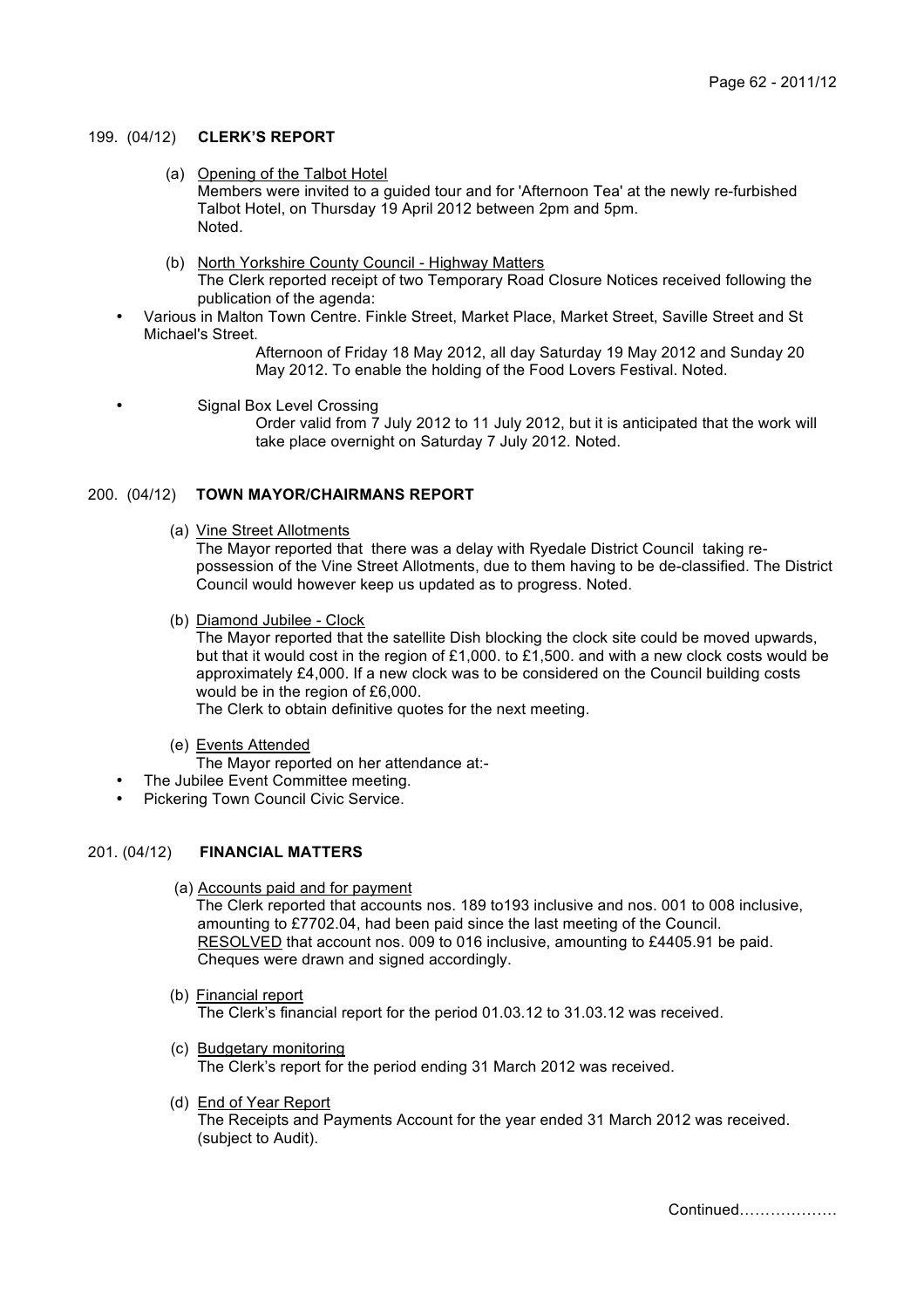199. (04/12) **CLERK'S REPORT**

(a) Opening of the Talbot Hotel
Members were invited to a guided tour and for 'Afternoon Tea' at the newly re-furbished Talbot Hotel, on Thursday 19 April 2012 between 2pm and 5pm.
Noted.

(b) North Yorkshire County Council - Highway Matters
The Clerk reported receipt of two Temporary Road Closure Notices received following the publication of the agenda:

- Various in Malton Town Centre. Finkle Street, Market Place, Market Street, Saville Street and St Michael's Street.
  Afternoon of Friday 18 May 2012, all day Saturday 19 May 2012 and Sunday 20 May 2012. To enable the holding of the Food Lovers Festival. Noted.

- Signal Box Level Crossing
  Order valid from 7 July 2012 to 11 July 2012, but it is anticipated that the work will take place overnight on Saturday 7 July 2012. Noted.

200. (04/12) **TOWN MAYOR/CHAIRMANS REPORT**

(a) Vine Street Allotments
The Mayor reported that there was a delay with Ryedale District Council taking re-possession of the Vine Street Allotments, due to them having to be de-classified. The District Council would however keep us updated as to progress. Noted.

(b) Diamond Jubilee - Clock
The Mayor reported that the satellite Dish blocking the clock site could be moved upwards, but that it would cost in the region of £1,000. to £1,500. and with a new clock costs would be approximately £4,000. If a new clock was to be considered on the Council building costs would be in the region of £6,000.
The Clerk to obtain definitive quotes for the next meeting.

(e) Events Attended
The Mayor reported on her attendance at:-

- The Jubilee Event Committee meeting.
- Pickering Town Council Civic Service.

201. (04/12) **FINANCIAL MATTERS**

(a) Accounts paid and for payment
The Clerk reported that accounts nos. 189 to193 inclusive and nos. 001 to 008 inclusive, amounting to £7702.04, had been paid since the last meeting of the Council.
RESOLVED that account nos. 009 to 016 inclusive, amounting to £4405.91 be paid. Cheques were drawn and signed accordingly.

(b) Financial report
The Clerk's financial report for the period 01.03.12 to 31.03.12 was received.

(c) Budgetary monitoring
The Clerk's report for the period ending 31 March 2012 was received.

(d) End of Year Report
The Receipts and Payments Account for the year ended 31 March 2012 was received. (subject to Audit).

Continued……………….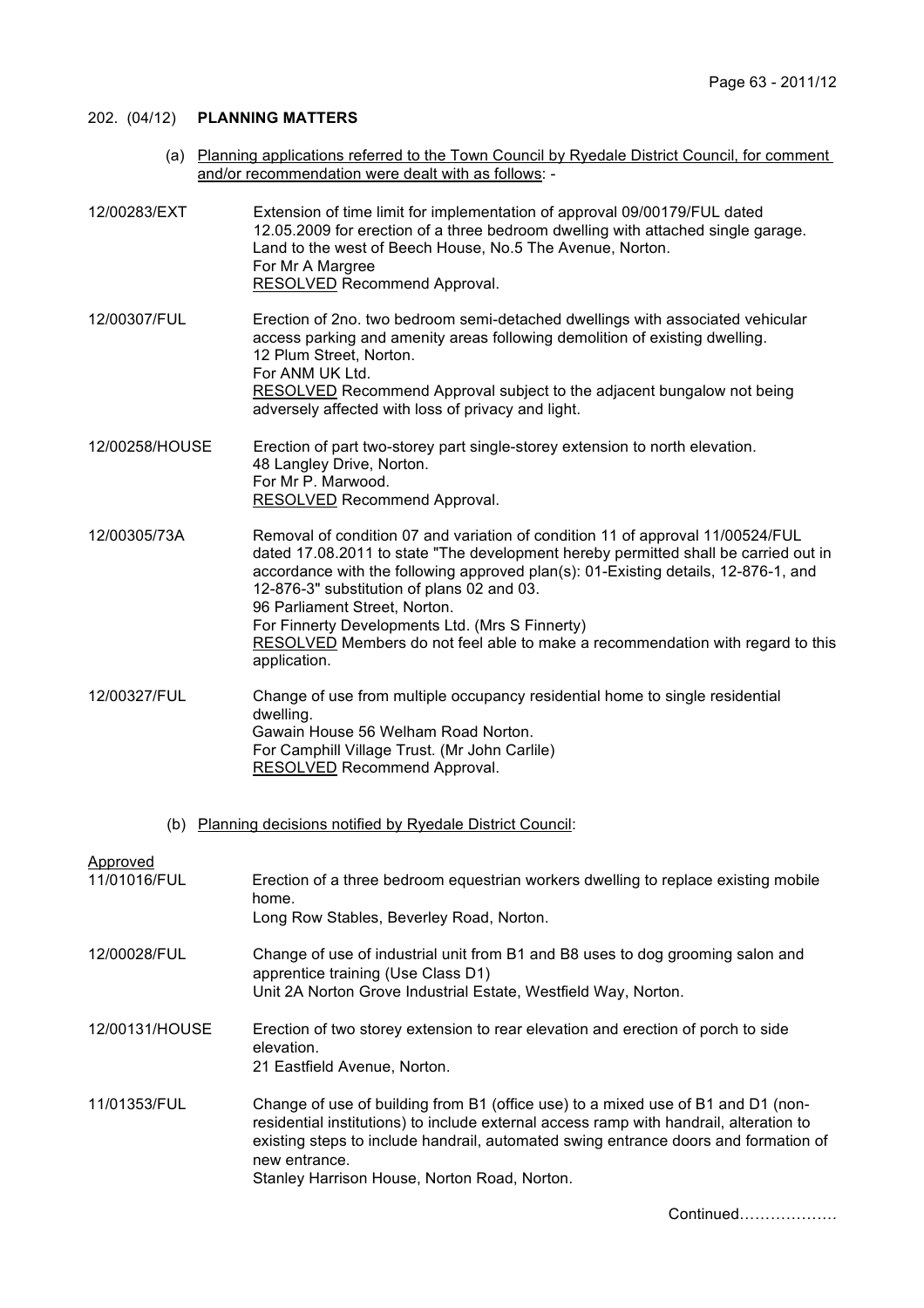## 202. (04/12) **PLANNING MATTERS**

(a) Planning applications referred to the Town Council by Ryedale District Council, for comment and/or recommendation were dealt with as follows: -

**12/00283/EXT**
Extension of time limit for implementation of approval 09/00179/FUL dated 12.05.2009 for erection of a three bedroom dwelling with attached single garage.
Land to the west of Beech House, No.5 The Avenue, Norton.
For Mr A Margree
RESOLVED Recommend Approval.

**12/00307/FUL**
Erection of 2no. two bedroom semi-detached dwellings with associated vehicular access parking and amenity areas following demolition of existing dwelling.
12 Plum Street, Norton.
For ANM UK Ltd.
RESOLVED Recommend Approval subject to the adjacent bungalow not being adversely affected with loss of privacy and light.

**12/00258/HOUSE**
Erection of part two-storey part single-storey extension to north elevation.
48 Langley Drive, Norton.
For Mr P. Marwood.
RESOLVED Recommend Approval.

**12/00305/73A**
Removal of condition 07 and variation of condition 11 of approval 11/00524/FUL dated 17.08.2011 to state "The development hereby permitted shall be carried out in accordance with the following approved plan(s): 01-Existing details, 12-876-1, and 12-876-3" substitution of plans 02 and 03.
96 Parliament Street, Norton.
For Finnerty Developments Ltd. (Mrs S Finnerty)
RESOLVED Members do not feel able to make a recommendation with regard to this application.

**12/00327/FUL**
Change of use from multiple occupancy residential home to single residential dwelling.
Gawain House 56 Welham Road Norton.
For Camphill Village Trust. (Mr John Carlile)
RESOLVED Recommend Approval.

(b) Planning decisions notified by Ryedale District Council:

Approved

**11/01016/FUL**
Erection of a three bedroom equestrian workers dwelling to replace existing mobile home.
Long Row Stables, Beverley Road, Norton.

**12/00028/FUL**
Change of use of industrial unit from B1 and B8 uses to dog grooming salon and apprentice training (Use Class D1)
Unit 2A Norton Grove Industrial Estate, Westfield Way, Norton.

**12/00131/HOUSE**
Erection of two storey extension to rear elevation and erection of porch to side elevation.
21 Eastfield Avenue, Norton.

**11/01353/FUL**
Change of use of building from B1 (office use) to a mixed use of B1 and D1 (non-residential institutions) to include external access ramp with handrail, alteration to existing steps to include handrail, automated swing entrance doors and formation of new entrance.
Stanley Harrison House, Norton Road, Norton.

Continued………………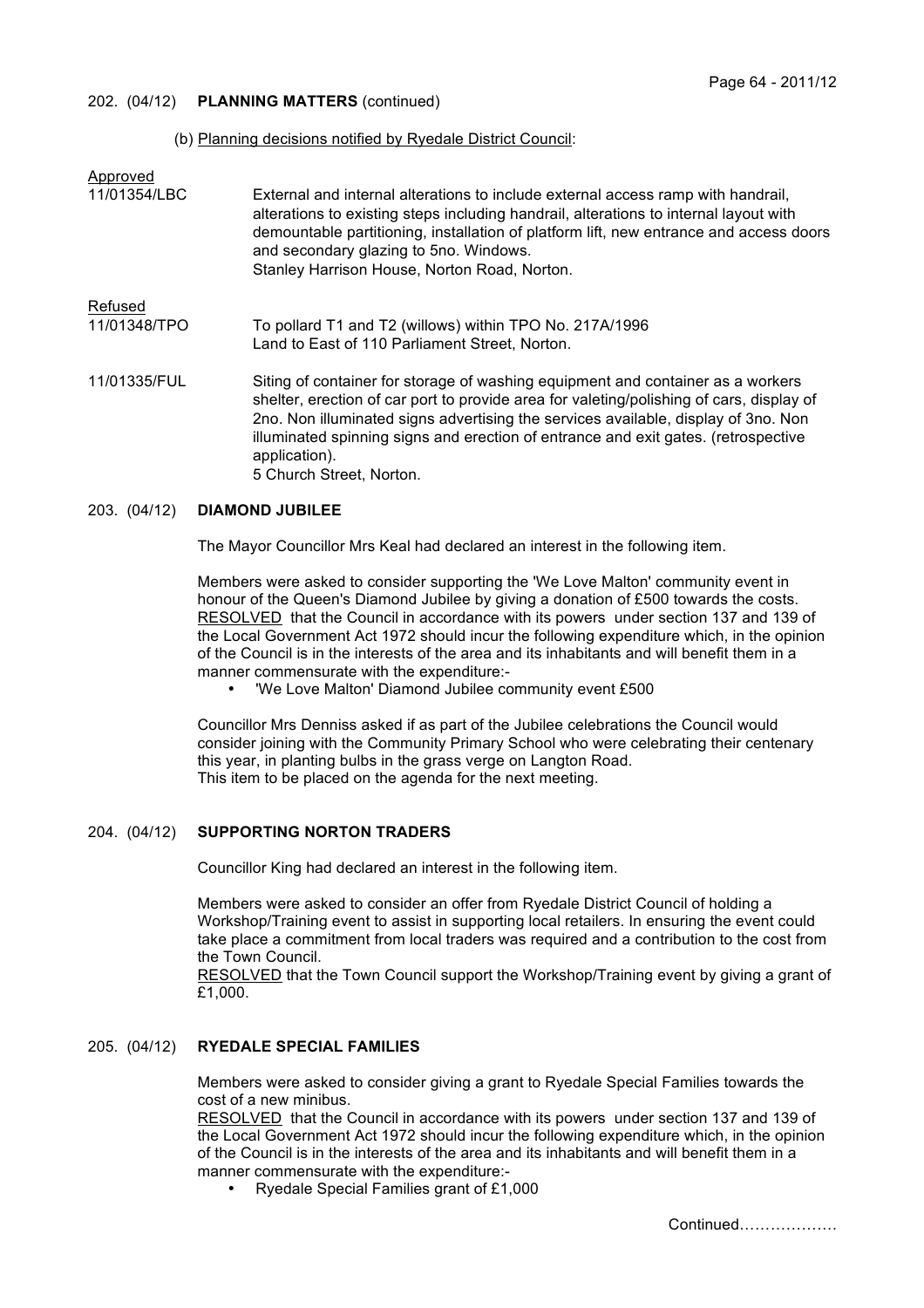202. (04/12) **PLANNING MATTERS** (continued)

(b) Planning decisions notified by Ryedale District Council:

Approved

11/01354/LBC — External and internal alterations to include external access ramp with handrail, alterations to existing steps including handrail, alterations to internal layout with demountable partitioning, installation of platform lift, new entrance and access doors and secondary glazing to 5no. Windows.
Stanley Harrison House, Norton Road, Norton.

Refused

11/01348/TPO — To pollard T1 and T2 (willows) within TPO No. 217A/1996
Land to East of 110 Parliament Street, Norton.

11/01335/FUL — Siting of container for storage of washing equipment and container as a workers shelter, erection of car port to provide area for valeting/polishing of cars, display of 2no. Non illuminated signs advertising the services available, display of 3no. Non illuminated spinning signs and erection of entrance and exit gates. (retrospective application).
5 Church Street, Norton.

203. (04/12) **DIAMOND JUBILEE**

The Mayor Councillor Mrs Keal had declared an interest in the following item.

Members were asked to consider supporting the 'We Love Malton' community event in honour of the Queen's Diamond Jubilee by giving a donation of £500 towards the costs.
RESOLVED that the Council in accordance with its powers under section 137 and 139 of the Local Government Act 1972 should incur the following expenditure which, in the opinion of the Council is in the interests of the area and its inhabitants and will benefit them in a manner commensurate with the expenditure:-

- 'We Love Malton' Diamond Jubilee community event £500

Councillor Mrs Denniss asked if as part of the Jubilee celebrations the Council would consider joining with the Community Primary School who were celebrating their centenary this year, in planting bulbs in the grass verge on Langton Road.
This item to be placed on the agenda for the next meeting.

204. (04/12) **SUPPORTING NORTON TRADERS**

Councillor King had declared an interest in the following item.

Members were asked to consider an offer from Ryedale District Council of holding a Workshop/Training event to assist in supporting local retailers. In ensuring the event could take place a commitment from local traders was required and a contribution to the cost from the Town Council.
RESOLVED that the Town Council support the Workshop/Training event by giving a grant of £1,000.

205. (04/12) **RYEDALE SPECIAL FAMILIES**

Members were asked to consider giving a grant to Ryedale Special Families towards the cost of a new minibus.
RESOLVED that the Council in accordance with its powers under section 137 and 139 of the Local Government Act 1972 should incur the following expenditure which, in the opinion of the Council is in the interests of the area and its inhabitants and will benefit them in a manner commensurate with the expenditure:-

- Ryedale Special Families grant of £1,000

Continued……………….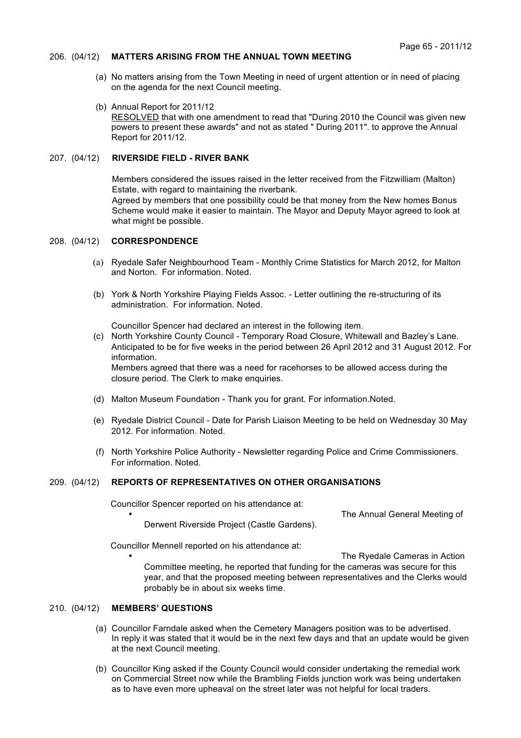**206. (04/12) MATTERS ARISING FROM THE ANNUAL TOWN MEETING**

(a) No matters arising from the Town Meeting in need of urgent attention or in need of placing on the agenda for the next Council meeting.

(b) Annual Report for 2011/12
RESOLVED that with one amendment to read that "During 2010 the Council was given new powers to present these awards" and not as stated " During 2011". to approve the Annual Report for 2011/12.

**207. (04/12) RIVERSIDE FIELD - RIVER BANK**

Members considered the issues raised in the letter received from the Fitzwilliam (Malton) Estate, with regard to maintaining the riverbank.
Agreed by members that one possibility could be that money from the New homes Bonus Scheme would make it easier to maintain. The Mayor and Deputy Mayor agreed to look at what might be possible.

**208. (04/12) CORRESPONDENCE**

(a) Ryedale Safer Neighbourhood Team - Monthly Crime Statistics for March 2012, for Malton and Norton. For information. Noted.

(b) York & North Yorkshire Playing Fields Assoc. - Letter outlining the re-structuring of its administration. For information. Noted.

Councillor Spencer had declared an interest in the following item.

(c) North Yorkshire County Council - Temporary Road Closure, Whitewall and Bazley's Lane. Anticipated to be for five weeks in the period between 26 April 2012 and 31 August 2012. For information.
Members agreed that there was a need for racehorses to be allowed access during the closure period. The Clerk to make enquiries.

(d) Malton Museum Foundation - Thank you for grant. For information.Noted.

(e) Ryedale District Council - Date for Parish Liaison Meeting to be held on Wednesday 30 May 2012. For information. Noted.

(f) North Yorkshire Police Authority - Newsletter regarding Police and Crime Commissioners. For information. Noted.

**209. (04/12) REPORTS OF REPRESENTATIVES ON OTHER ORGANISATIONS**

Councillor Spencer reported on his attendance at:

- The Annual General Meeting of Derwent Riverside Project (Castle Gardens).

Councillor Mennell reported on his attendance at:

- The Ryedale Cameras in Action Committee meeting, he reported that funding for the cameras was secure for this year, and that the proposed meeting between representatives and the Clerks would probably be in about six weeks time.

**210. (04/12) MEMBERS' QUESTIONS**

(a) Councillor Farndale asked when the Cemetery Managers position was to be advertised. In reply it was stated that it would be in the next few days and that an update would be given at the next Council meeting.

(b) Councillor King asked if the County Council would consider undertaking the remedial work on Commercial Street now while the Brambling Fields junction work was being undertaken as to have even more upheaval on the street later was not helpful for local traders.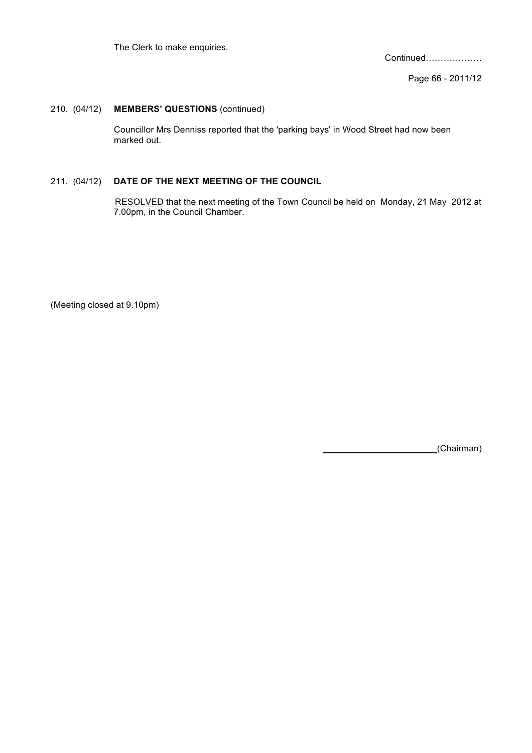The Clerk to make enquiries.

Continued………………

## 210. (04/12) **MEMBERS' QUESTIONS** (continued)

Councillor Mrs Denniss reported that the 'parking bays' in Wood Street had now been marked out.

## 211. (04/12) **DATE OF THE NEXT MEETING OF THE COUNCIL**

RESOLVED that the next meeting of the Town Council be held on Monday, 21 May 2012 at 7.00pm, in the Council Chamber.

(Meeting closed at 9.10pm)

\_\_\_\_\_\_\_\_\_\_\_\_\_\_\_\_\_\_\_\_\_\_\_\_(Chairman)